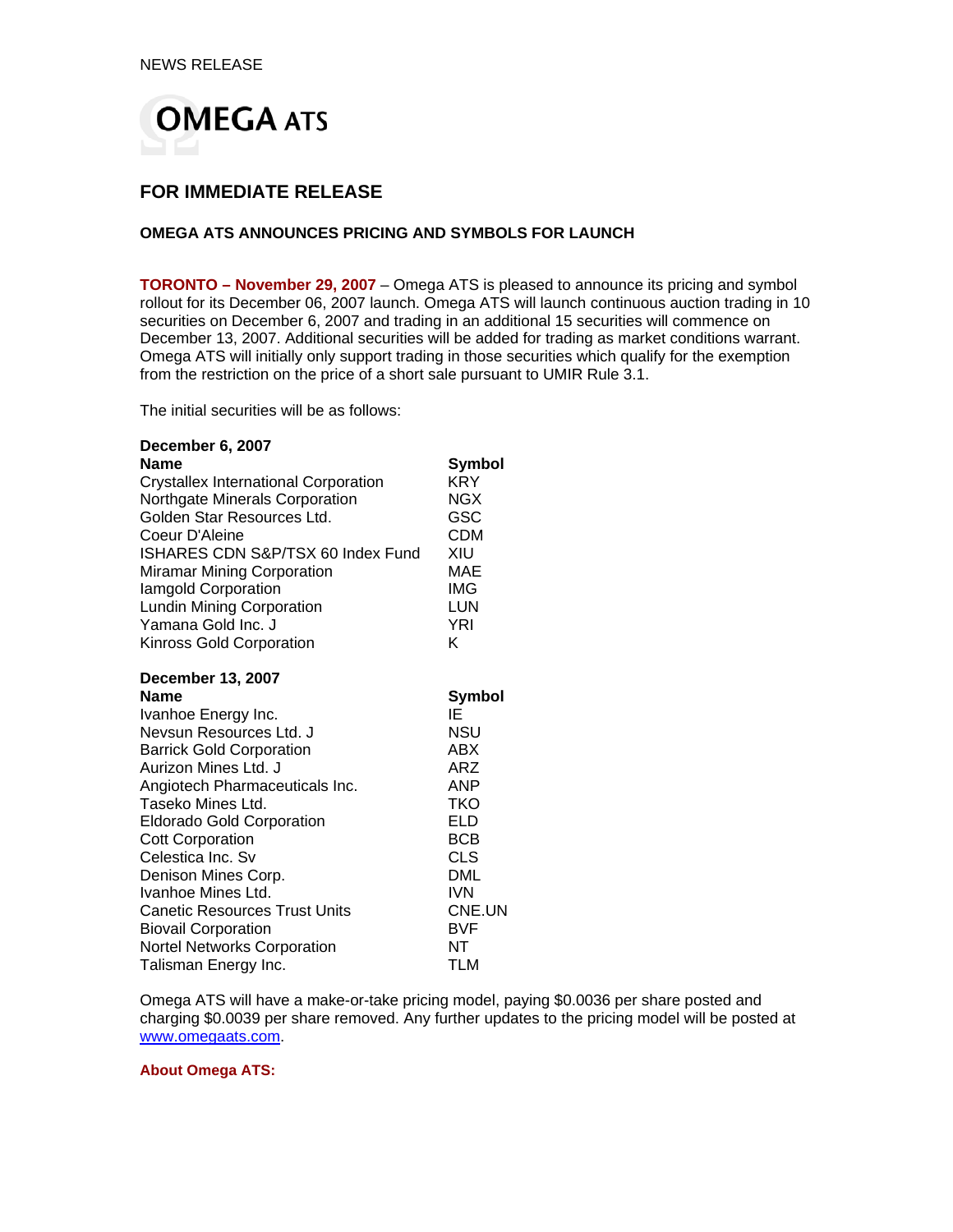NEWS RELEASE

# OMEGA ATS

## FOR IMMEDIATE RELEASE

### OMEGA ATS ANNOUNCES PRICING AND SYMBOLS FOR LAUNCH

**TORONTO – November 29, 2007** – Omega ATS is pleased to announce its pricing and symbol rollout for its December 06, 2007 launch. Omega ATS will launch continuous auction trading in 10 securities on December 6, 2007 and trading in an additional 15 securities will commence on December 13, 2007. Additional securities will be added for trading as market conditions warrant. Omega ATS will initially only support trading in those securities which qualify for the exemption from the restriction on the price of a short sale pursuant to UMIR Rule 3.1.

The initial securities will be as follows:

**December 6, 2007**

| Name | Symbol |
|---|---|
| Crystallex International Corporation | KRY |
| Northgate Minerals Corporation | NGX |
| Golden Star Resources Ltd. | GSC |
| Coeur D'Aleine | CDM |
| ISHARES CDN S&P/TSX 60 Index Fund | XIU |
| Miramar Mining Corporation | MAE |
| Iamgold Corporation | IMG |
| Lundin Mining Corporation | LUN |
| Yamana Gold Inc. J | YRI |
| Kinross Gold Corporation | K |

**December 13, 2007**

| Name | Symbol |
|---|---|
| Ivanhoe Energy Inc. | IE |
| Nevsun Resources Ltd. J | NSU |
| Barrick Gold Corporation | ABX |
| Aurizon Mines Ltd. J | ARZ |
| Angiotech Pharmaceuticals Inc. | ANP |
| Taseko Mines Ltd. | TKO |
| Eldorado Gold Corporation | ELD |
| Cott Corporation | BCB |
| Celestica Inc. Sv | CLS |
| Denison Mines Corp. | DML |
| Ivanhoe Mines Ltd. | IVN |
| Canetic Resources Trust Units | CNE.UN |
| Biovail Corporation | BVF |
| Nortel Networks Corporation | NT |
| Talisman Energy Inc. | TLM |

Omega ATS will have a make-or-take pricing model, paying $0.0036 per share posted and charging $0.0039 per share removed. Any further updates to the pricing model will be posted at www.omegaats.com.

**About Omega ATS:**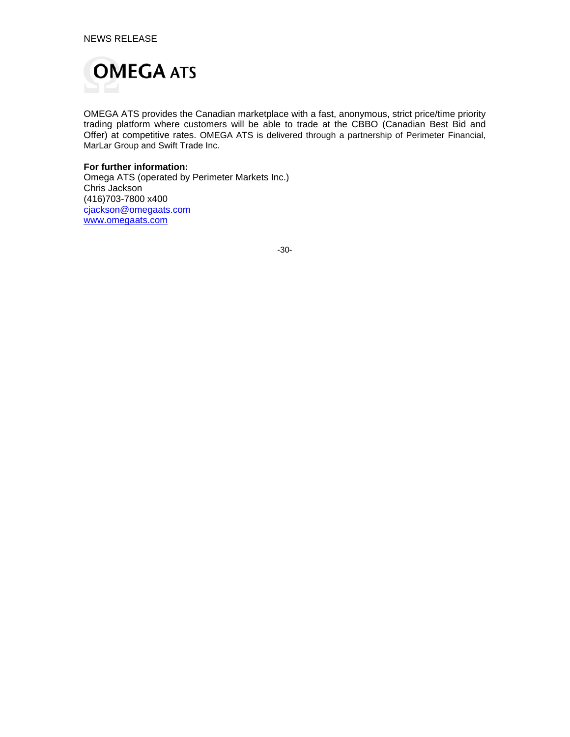NEWS RELEASE

**OMEGA ATS**

OMEGA ATS provides the Canadian marketplace with a fast, anonymous, strict price/time priority trading platform where customers will be able to trade at the CBBO (Canadian Best Bid and Offer) at competitive rates. OMEGA ATS is delivered through a partnership of Perimeter Financial, MarLar Group and Swift Trade Inc.

**For further information:**
Omega ATS (operated by Perimeter Markets Inc.)
Chris Jackson
(416)703-7800 x400
cjackson@omegaats.com
www.omegaats.com

-30-